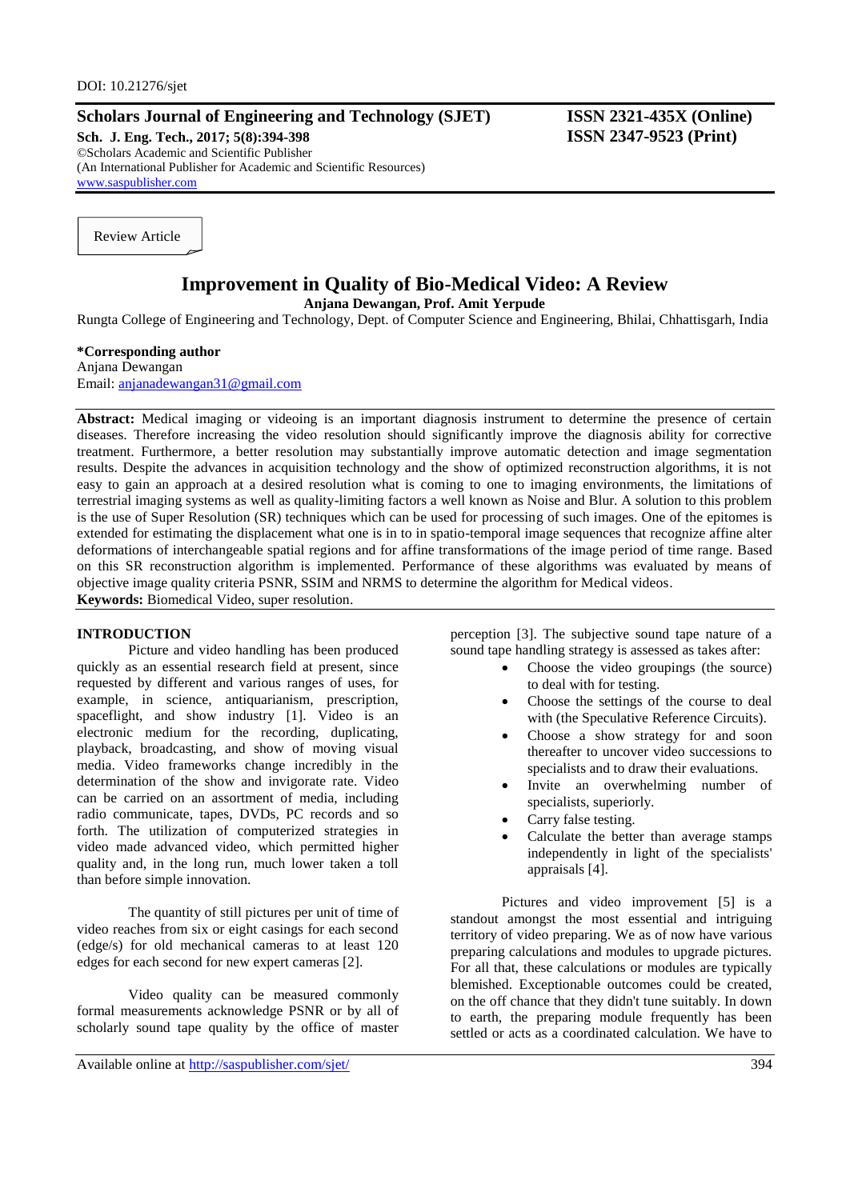DOI: 10.21276/sjet

**Scholars Journal of Engineering and Technology (SJET)**
**Sch. J. Eng. Tech., 2017; 5(8):394-398**
©Scholars Academic and Scientific Publisher
(An International Publisher for Academic and Scientific Resources)
www.saspublisher.com

**ISSN 2321-435X (Online)**
**ISSN 2347-9523 (Print)**

Review Article

# Improvement in Quality of Bio-Medical Video: A Review

**Anjana Dewangan, Prof. Amit Yerpude**

Rungta College of Engineering and Technology, Dept. of Computer Science and Engineering, Bhilai, Chhattisgarh, India

**\*Corresponding author**
Anjana Dewangan
Email: anjanadewangan31@gmail.com

**Abstract:** Medical imaging or videoing is an important diagnosis instrument to determine the presence of certain diseases. Therefore increasing the video resolution should significantly improve the diagnosis ability for corrective treatment. Furthermore, a better resolution may substantially improve automatic detection and image segmentation results. Despite the advances in acquisition technology and the show of optimized reconstruction algorithms, it is not easy to gain an approach at a desired resolution what is coming to one to imaging environments, the limitations of terrestrial imaging systems as well as quality-limiting factors a well known as Noise and Blur. A solution to this problem is the use of Super Resolution (SR) techniques which can be used for processing of such images. One of the epitomes is extended for estimating the displacement what one is in to in spatio-temporal image sequences that recognize affine alter deformations of interchangeable spatial regions and for affine transformations of the image period of time range. Based on this SR reconstruction algorithm is implemented. Performance of these algorithms was evaluated by means of objective image quality criteria PSNR, SSIM and NRMS to determine the algorithm for Medical videos.

**Keywords:** Biomedical Video, super resolution.

## INTRODUCTION

Picture and video handling has been produced quickly as an essential research field at present, since requested by different and various ranges of uses, for example, in science, antiquarianism, prescription, spaceflight, and show industry [1]. Video is an electronic medium for the recording, duplicating, playback, broadcasting, and show of moving visual media. Video frameworks change incredibly in the determination of the show and invigorate rate. Video can be carried on an assortment of media, including radio communicate, tapes, DVDs, PC records and so forth. The utilization of computerized strategies in video made advanced video, which permitted higher quality and, in the long run, much lower taken a toll than before simple innovation.

The quantity of still pictures per unit of time of video reaches from six or eight casings for each second (edge/s) for old mechanical cameras to at least 120 edges for each second for new expert cameras [2].

Video quality can be measured commonly formal measurements acknowledge PSNR or by all of scholarly sound tape quality by the office of master perception [3]. The subjective sound tape nature of a sound tape handling strategy is assessed as takes after:

- Choose the video groupings (the source) to deal with for testing.
- Choose the settings of the course to deal with (the Speculative Reference Circuits).
- Choose a show strategy for and soon thereafter to uncover video successions to specialists and to draw their evaluations.
- Invite an overwhelming number of specialists, superiorly.
- Carry false testing.
- Calculate the better than average stamps independently in light of the specialists' appraisals [4].

Pictures and video improvement [5] is a standout amongst the most essential and intriguing territory of video preparing. We as of now have various preparing calculations and modules to upgrade pictures. For all that, these calculations or modules are typically blemished. Exceptionable outcomes could be created, on the off chance that they didn't tune suitably. In down to earth, the preparing module frequently has been settled or acts as a coordinated calculation. We have to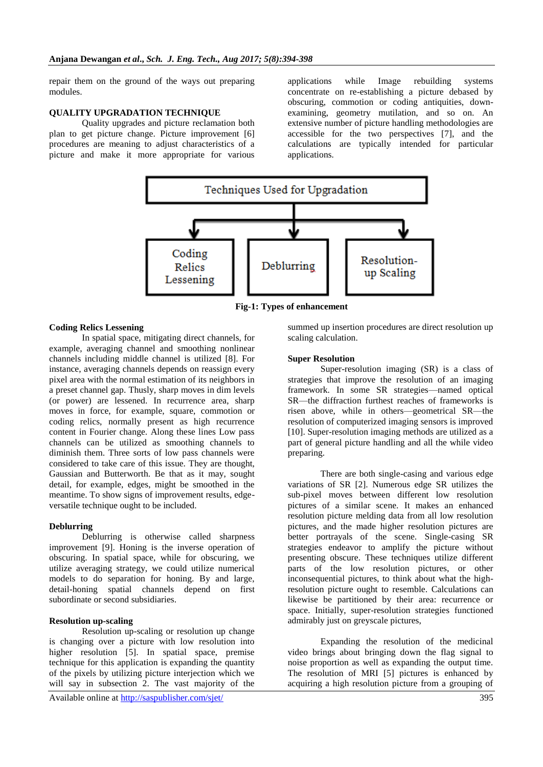repair them on the ground of the ways out preparing modules.

## QUALITY UPGRADATION TECHNIQUE

Quality upgrades and picture reclamation both plan to get picture change. Picture improvement [6] procedures are meaning to adjust characteristics of a picture and make it more appropriate for various applications while Image rebuilding systems concentrate on re-establishing a picture debased by obscuring, commotion or coding antiquities, down-examining, geometry mutilation, and so on. An extensive number of picture handling methodologies are accessible for the two perspectives [7], and the calculations are typically intended for particular applications.

Techniques Used for Upgradation: Coding Relics Lessening; Deblurring; Resolution-up Scaling

**Fig-1: Types of enhancement**

### Coding Relics Lessening

In spatial space, mitigating direct channels, for example, averaging channel and smoothing nonlinear channels including middle channel is utilized [8]. For instance, averaging channels depends on reassign every pixel area with the normal estimation of its neighbors in a preset channel gap. Thusly, sharp moves in dim levels (or power) are lessened. In recurrence area, sharp moves in force, for example, square, commotion or coding relics, normally present as high recurrence content in Fourier change. Along these lines Low pass channels can be utilized as smoothing channels to diminish them. Three sorts of low pass channels were considered to take care of this issue. They are thought, Gaussian and Butterworth. Be that as it may, sought detail, for example, edges, might be smoothed in the meantime. To show signs of improvement results, edge-versatile technique ought to be included.

### Deblurring

Deblurring is otherwise called sharpness improvement [9]. Honing is the inverse operation of obscuring. In spatial space, while for obscuring, we utilize averaging strategy, we could utilize numerical models to do separation for honing. By and large, detail-honing spatial channels depend on first subordinate or second subsidiaries.

### Resolution up-scaling

Resolution up-scaling or resolution up change is changing over a picture with low resolution into higher resolution [5]. In spatial space, premise technique for this application is expanding the quantity of the pixels by utilizing picture interjection which we will say in subsection 2. The vast majority of the summed up insertion procedures are direct resolution up scaling calculation.

### Super Resolution

Super-resolution imaging (SR) is a class of strategies that improve the resolution of an imaging framework. In some SR strategies—named optical SR—the diffraction furthest reaches of frameworks is risen above, while in others—geometrical SR—the resolution of computerized imaging sensors is improved [10]. Super-resolution imaging methods are utilized as a part of general picture handling and all the while video preparing.

There are both single-casing and various edge variations of SR [2]. Numerous edge SR utilizes the sub-pixel moves between different low resolution pictures of a similar scene. It makes an enhanced resolution picture melding data from all low resolution pictures, and the made higher resolution pictures are better portrayals of the scene. Single-casing SR strategies endeavor to amplify the picture without presenting obscure. These techniques utilize different parts of the low resolution pictures, or other inconsequential pictures, to think about what the high-resolution picture ought to resemble. Calculations can likewise be partitioned by their area: recurrence or space. Initially, super-resolution strategies functioned admirably just on greyscale pictures,

Expanding the resolution of the medicinal video brings about bringing down the flag signal to noise proportion as well as expanding the output time. The resolution of MRI [5] pictures is enhanced by acquiring a high resolution picture from a grouping of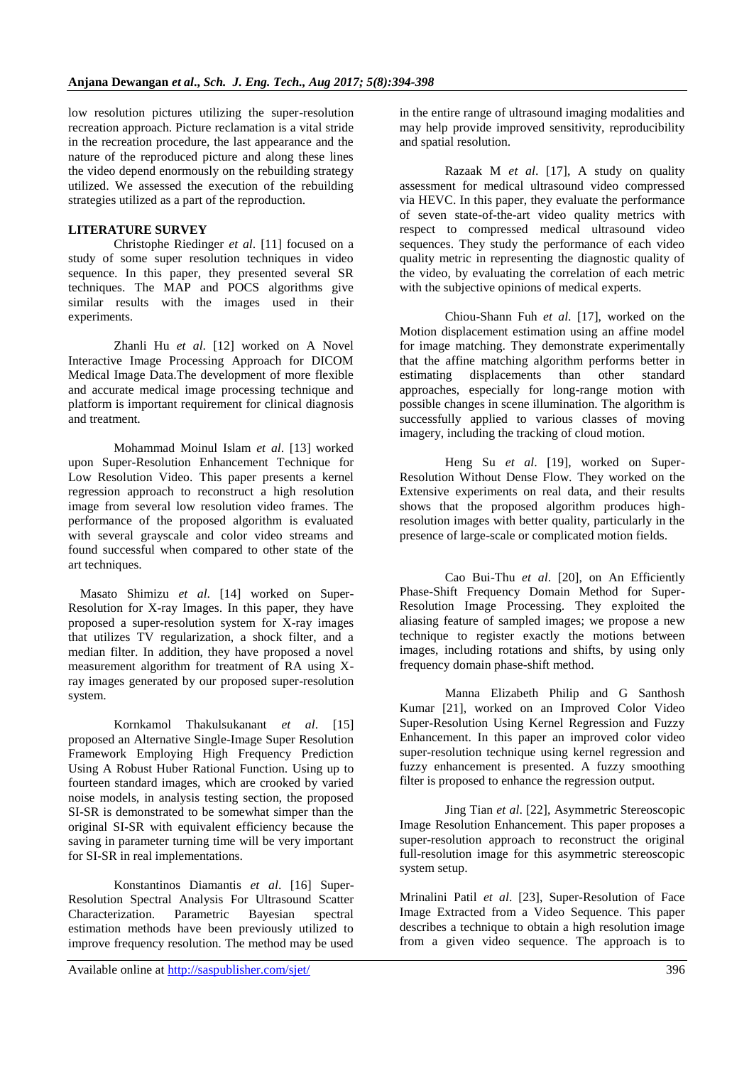low resolution pictures utilizing the super-resolution recreation approach. Picture reclamation is a vital stride in the recreation procedure, the last appearance and the nature of the reproduced picture and along these lines the video depend enormously on the rebuilding strategy utilized. We assessed the execution of the rebuilding strategies utilized as a part of the reproduction.

## LITERATURE SURVEY

Christophe Riedinger *et al*. [11] focused on a study of some super resolution techniques in video sequence. In this paper, they presented several SR techniques. The MAP and POCS algorithms give similar results with the images used in their experiments.

Zhanli Hu *et al*. [12] worked on A Novel Interactive Image Processing Approach for DICOM Medical Image Data.The development of more flexible and accurate medical image processing technique and platform is important requirement for clinical diagnosis and treatment.

Mohammad Moinul Islam *et al*. [13] worked upon Super-Resolution Enhancement Technique for Low Resolution Video. This paper presents a kernel regression approach to reconstruct a high resolution image from several low resolution video frames. The performance of the proposed algorithm is evaluated with several grayscale and color video streams and found successful when compared to other state of the art techniques.

Masato Shimizu *et al*. [14] worked on Super-Resolution for X-ray Images. In this paper, they have proposed a super-resolution system for X-ray images that utilizes TV regularization, a shock filter, and a median filter. In addition, they have proposed a novel measurement algorithm for treatment of RA using X-ray images generated by our proposed super-resolution system.

Kornkamol Thakulsukanant *et al*. [15] proposed an Alternative Single-Image Super Resolution Framework Employing High Frequency Prediction Using A Robust Huber Rational Function. Using up to fourteen standard images, which are crooked by varied noise models, in analysis testing section, the proposed SI-SR is demonstrated to be somewhat simper than the original SI-SR with equivalent efficiency because the saving in parameter turning time will be very important for SI-SR in real implementations.

Konstantinos Diamantis *et al*. [16] Super-Resolution Spectral Analysis For Ultrasound Scatter Characterization. Parametric Bayesian spectral estimation methods have been previously utilized to improve frequency resolution. The method may be used in the entire range of ultrasound imaging modalities and may help provide improved sensitivity, reproducibility and spatial resolution.

Razaak M *et al*. [17], A study on quality assessment for medical ultrasound video compressed via HEVC. In this paper, they evaluate the performance of seven state-of-the-art video quality metrics with respect to compressed medical ultrasound video sequences. They study the performance of each video quality metric in representing the diagnostic quality of the video, by evaluating the correlation of each metric with the subjective opinions of medical experts.

Chiou-Shann Fuh *et al.* [17], worked on the Motion displacement estimation using an affine model for image matching. They demonstrate experimentally that the affine matching algorithm performs better in estimating displacements than other standard approaches, especially for long-range motion with possible changes in scene illumination. The algorithm is successfully applied to various classes of moving imagery, including the tracking of cloud motion.

Heng Su *et al*. [19], worked on Super-Resolution Without Dense Flow. They worked on the Extensive experiments on real data, and their results shows that the proposed algorithm produces high-resolution images with better quality, particularly in the presence of large-scale or complicated motion fields.

Cao Bui-Thu *et al*. [20], on An Efficiently Phase-Shift Frequency Domain Method for Super-Resolution Image Processing. They exploited the aliasing feature of sampled images; we propose a new technique to register exactly the motions between images, including rotations and shifts, by using only frequency domain phase-shift method.

Manna Elizabeth Philip and G Santhosh Kumar [21], worked on an Improved Color Video Super-Resolution Using Kernel Regression and Fuzzy Enhancement. In this paper an improved color video super-resolution technique using kernel regression and fuzzy enhancement is presented. A fuzzy smoothing filter is proposed to enhance the regression output.

Jing Tian *et al*. [22], Asymmetric Stereoscopic Image Resolution Enhancement. This paper proposes a super-resolution approach to reconstruct the original full-resolution image for this asymmetric stereoscopic system setup.

Mrinalini Patil *et al*. [23], Super-Resolution of Face Image Extracted from a Video Sequence. This paper describes a technique to obtain a high resolution image from a given video sequence. The approach is to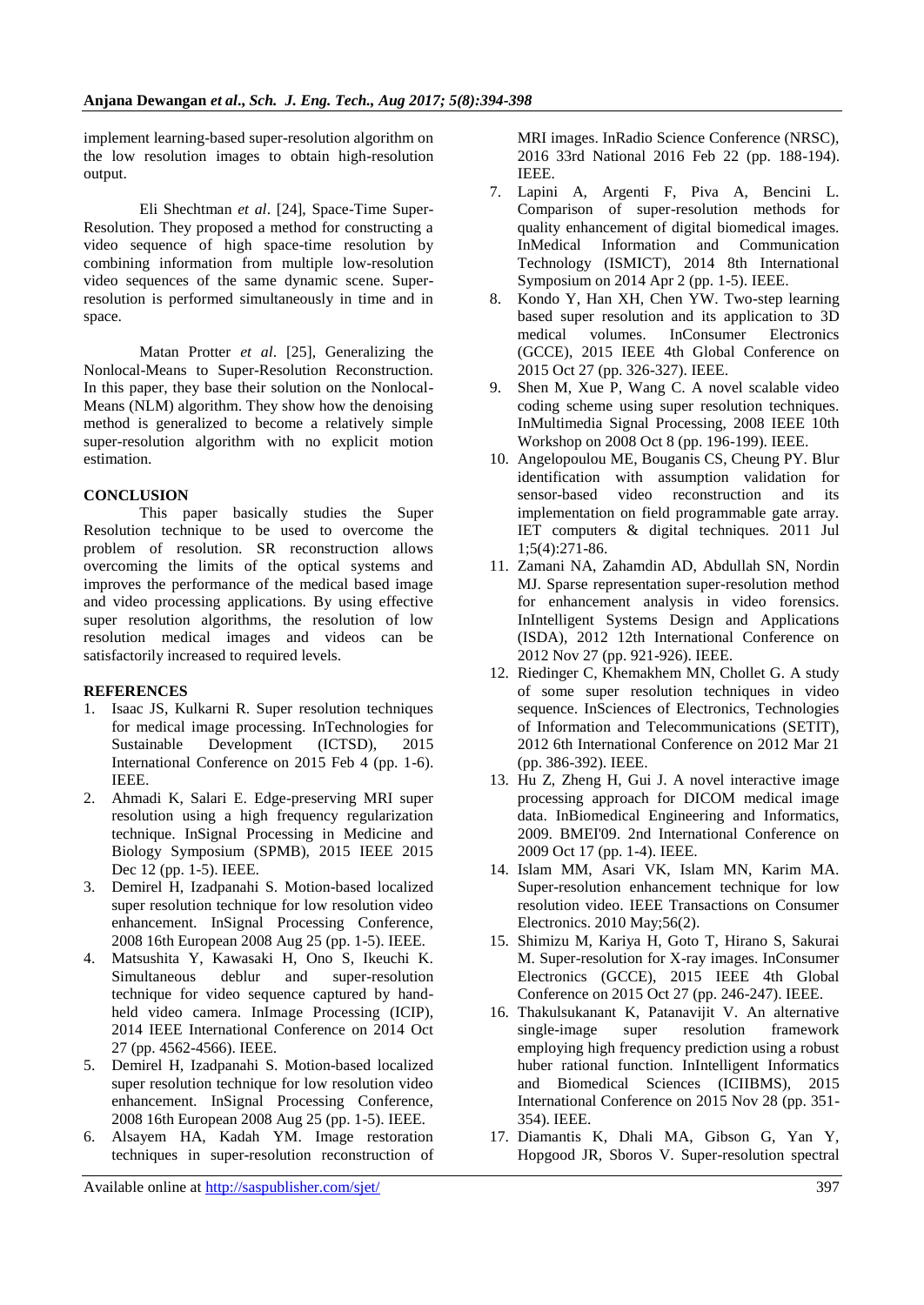implement learning-based super-resolution algorithm on the low resolution images to obtain high-resolution output.

Eli Shechtman *et al*. [24], Space-Time Super-Resolution. They proposed a method for constructing a video sequence of high space-time resolution by combining information from multiple low-resolution video sequences of the same dynamic scene. Super-resolution is performed simultaneously in time and in space.

Matan Protter *et al*. [25], Generalizing the Nonlocal-Means to Super-Resolution Reconstruction. In this paper, they base their solution on the Nonlocal-Means (NLM) algorithm. They show how the denoising method is generalized to become a relatively simple super-resolution algorithm with no explicit motion estimation.

## CONCLUSION

This paper basically studies the Super Resolution technique to be used to overcome the problem of resolution. SR reconstruction allows overcoming the limits of the optical systems and improves the performance of the medical based image and video processing applications. By using effective super resolution algorithms, the resolution of low resolution medical images and videos can be satisfactorily increased to required levels.

## REFERENCES

1. Isaac JS, Kulkarni R. Super resolution techniques for medical image processing. InTechnologies for Sustainable Development (ICTSD), 2015 International Conference on 2015 Feb 4 (pp. 1-6). IEEE.
2. Ahmadi K, Salari E. Edge-preserving MRI super resolution using a high frequency regularization technique. InSignal Processing in Medicine and Biology Symposium (SPMB), 2015 IEEE 2015 Dec 12 (pp. 1-5). IEEE.
3. Demirel H, Izadpanahi S. Motion-based localized super resolution technique for low resolution video enhancement. InSignal Processing Conference, 2008 16th European 2008 Aug 25 (pp. 1-5). IEEE.
4. Matsushita Y, Kawasaki H, Ono S, Ikeuchi K. Simultaneous deblur and super-resolution technique for video sequence captured by hand-held video camera. InImage Processing (ICIP), 2014 IEEE International Conference on 2014 Oct 27 (pp. 4562-4566). IEEE.
5. Demirel H, Izadpanahi S. Motion-based localized super resolution technique for low resolution video enhancement. InSignal Processing Conference, 2008 16th European 2008 Aug 25 (pp. 1-5). IEEE.
6. Alsayem HA, Kadah YM. Image restoration techniques in super-resolution reconstruction of MRI images. InRadio Science Conference (NRSC), 2016 33rd National 2016 Feb 22 (pp. 188-194). IEEE.
7. Lapini A, Argenti F, Piva A, Bencini L. Comparison of super-resolution methods for quality enhancement of digital biomedical images. InMedical Information and Communication Technology (ISMICT), 2014 8th International Symposium on 2014 Apr 2 (pp. 1-5). IEEE.
8. Kondo Y, Han XH, Chen YW. Two-step learning based super resolution and its application to 3D medical volumes. InConsumer Electronics (GCCE), 2015 IEEE 4th Global Conference on 2015 Oct 27 (pp. 326-327). IEEE.
9. Shen M, Xue P, Wang C. A novel scalable video coding scheme using super resolution techniques. InMultimedia Signal Processing, 2008 IEEE 10th Workshop on 2008 Oct 8 (pp. 196-199). IEEE.
10. Angelopoulou ME, Bouganis CS, Cheung PY. Blur identification with assumption validation for sensor-based video reconstruction and its implementation on field programmable gate array. IET computers & digital techniques. 2011 Jul 1;5(4):271-86.
11. Zamani NA, Zahamdin AD, Abdullah SN, Nordin MJ. Sparse representation super-resolution method for enhancement analysis in video forensics. InIntelligent Systems Design and Applications (ISDA), 2012 12th International Conference on 2012 Nov 27 (pp. 921-926). IEEE.
12. Riedinger C, Khemakhem MN, Chollet G. A study of some super resolution techniques in video sequence. InSciences of Electronics, Technologies of Information and Telecommunications (SETIT), 2012 6th International Conference on 2012 Mar 21 (pp. 386-392). IEEE.
13. Hu Z, Zheng H, Gui J. A novel interactive image processing approach for DICOM medical image data. InBiomedical Engineering and Informatics, 2009. BMEI'09. 2nd International Conference on 2009 Oct 17 (pp. 1-4). IEEE.
14. Islam MM, Asari VK, Islam MN, Karim MA. Super-resolution enhancement technique for low resolution video. IEEE Transactions on Consumer Electronics. 2010 May;56(2).
15. Shimizu M, Kariya H, Goto T, Hirano S, Sakurai M. Super-resolution for X-ray images. InConsumer Electronics (GCCE), 2015 IEEE 4th Global Conference on 2015 Oct 27 (pp. 246-247). IEEE.
16. Thakulsukanant K, Patanavijit V. An alternative single-image super resolution framework employing high frequency prediction using a robust huber rational function. InIntelligent Informatics and Biomedical Sciences (ICIIBMS), 2015 International Conference on 2015 Nov 28 (pp. 351-354). IEEE.
17. Diamantis K, Dhali MA, Gibson G, Yan Y, Hopgood JR, Sboros V. Super-resolution spectral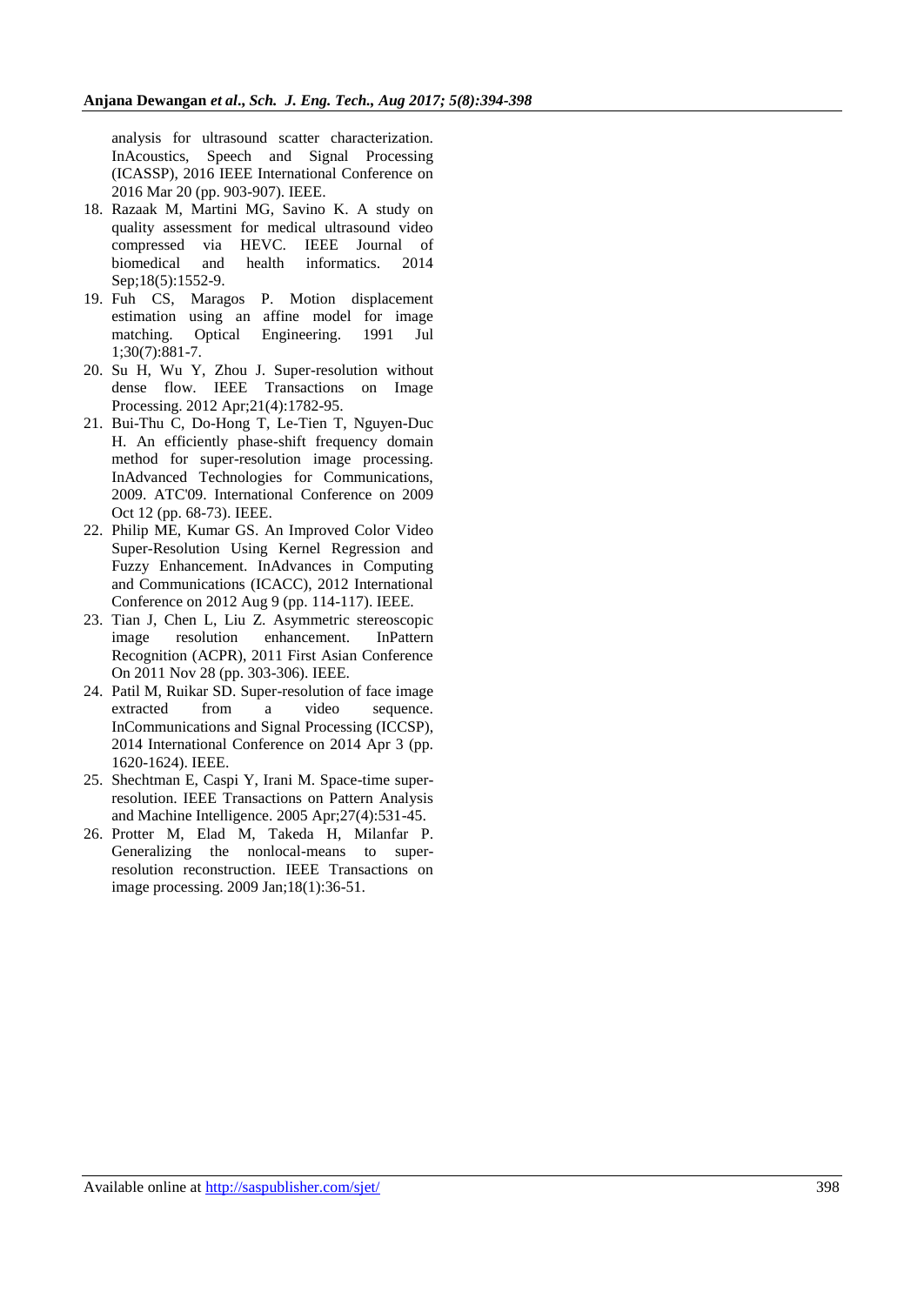analysis for ultrasound scatter characterization. InAcoustics, Speech and Signal Processing (ICASSP), 2016 IEEE International Conference on 2016 Mar 20 (pp. 903-907). IEEE.

18. Razaak M, Martini MG, Savino K. A study on quality assessment for medical ultrasound video compressed via HEVC. IEEE Journal of biomedical and health informatics. 2014 Sep;18(5):1552-9.
19. Fuh CS, Maragos P. Motion displacement estimation using an affine model for image matching. Optical Engineering. 1991 Jul 1;30(7):881-7.
20. Su H, Wu Y, Zhou J. Super-resolution without dense flow. IEEE Transactions on Image Processing. 2012 Apr;21(4):1782-95.
21. Bui-Thu C, Do-Hong T, Le-Tien T, Nguyen-Duc H. An efficiently phase-shift frequency domain method for super-resolution image processing. InAdvanced Technologies for Communications, 2009. ATC'09. International Conference on 2009 Oct 12 (pp. 68-73). IEEE.
22. Philip ME, Kumar GS. An Improved Color Video Super-Resolution Using Kernel Regression and Fuzzy Enhancement. InAdvances in Computing and Communications (ICACC), 2012 International Conference on 2012 Aug 9 (pp. 114-117). IEEE.
23. Tian J, Chen L, Liu Z. Asymmetric stereoscopic image resolution enhancement. InPattern Recognition (ACPR), 2011 First Asian Conference On 2011 Nov 28 (pp. 303-306). IEEE.
24. Patil M, Ruikar SD. Super-resolution of face image extracted from a video sequence. InCommunications and Signal Processing (ICCSP), 2014 International Conference on 2014 Apr 3 (pp. 1620-1624). IEEE.
25. Shechtman E, Caspi Y, Irani M. Space-time super-resolution. IEEE Transactions on Pattern Analysis and Machine Intelligence. 2005 Apr;27(4):531-45.
26. Protter M, Elad M, Takeda H, Milanfar P. Generalizing the nonlocal-means to super-resolution reconstruction. IEEE Transactions on image processing. 2009 Jan;18(1):36-51.